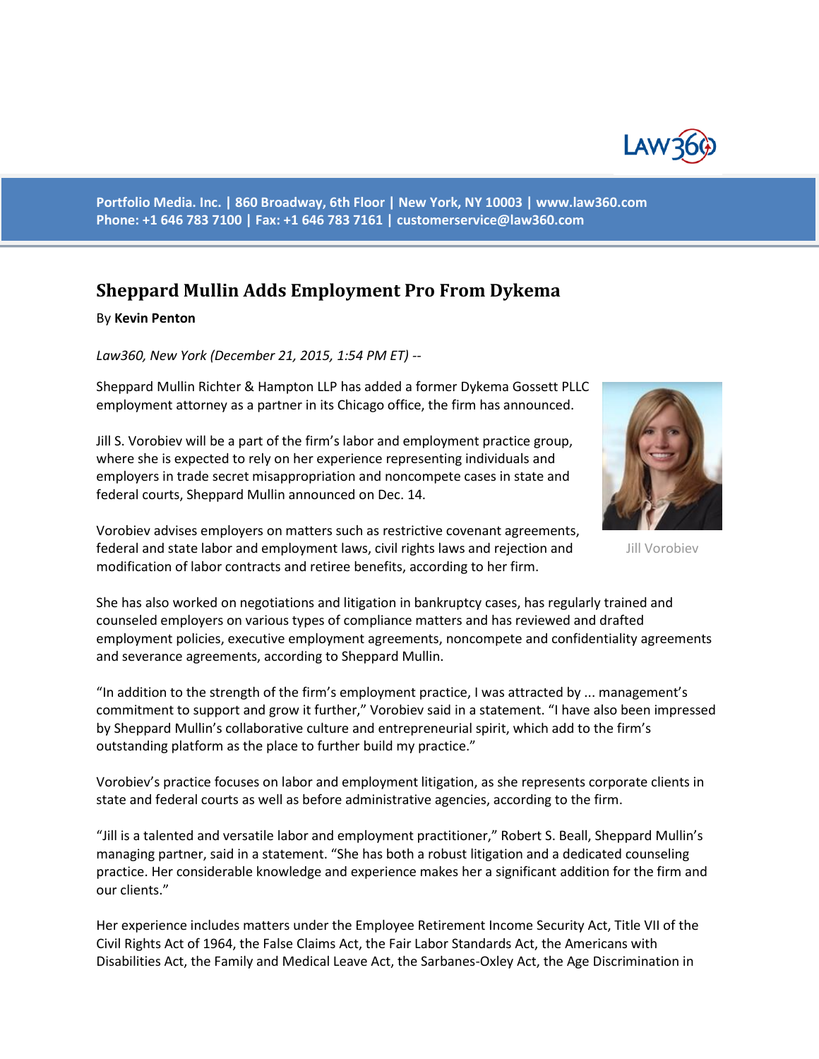Portfolio Media. Inc. | 860 Broadway, 6th Floor | New York, NY 10003 | www.law360.com
Phone: +1 646 783 7100 | Fax: +1 646 783 7161 | customerservice@law360.com

# Sheppard Mullin Adds Employment Pro From Dykema

By **Kevin Penton**

*Law360, New York (December 21, 2015, 1:54 PM ET)* --

Sheppard Mullin Richter & Hampton LLP has added a former Dykema Gossett PLLC employment attorney as a partner in its Chicago office, the firm has announced.

Jill S. Vorobiev will be a part of the firm's labor and employment practice group, where she is expected to rely on her experience representing individuals and employers in trade secret misappropriation and noncompete cases in state and federal courts, Sheppard Mullin announced on Dec. 14.

Jill Vorobiev

Vorobiev advises employers on matters such as restrictive covenant agreements, federal and state labor and employment laws, civil rights laws and rejection and modification of labor contracts and retiree benefits, according to her firm.

She has also worked on negotiations and litigation in bankruptcy cases, has regularly trained and counseled employers on various types of compliance matters and has reviewed and drafted employment policies, executive employment agreements, noncompete and confidentiality agreements and severance agreements, according to Sheppard Mullin.

"In addition to the strength of the firm's employment practice, I was attracted by ... management's commitment to support and grow it further," Vorobiev said in a statement. "I have also been impressed by Sheppard Mullin's collaborative culture and entrepreneurial spirit, which add to the firm's outstanding platform as the place to further build my practice."

Vorobiev's practice focuses on labor and employment litigation, as she represents corporate clients in state and federal courts as well as before administrative agencies, according to the firm.

"Jill is a talented and versatile labor and employment practitioner," Robert S. Beall, Sheppard Mullin's managing partner, said in a statement. "She has both a robust litigation and a dedicated counseling practice. Her considerable knowledge and experience makes her a significant addition for the firm and our clients."

Her experience includes matters under the Employee Retirement Income Security Act, Title VII of the Civil Rights Act of 1964, the False Claims Act, the Fair Labor Standards Act, the Americans with Disabilities Act, the Family and Medical Leave Act, the Sarbanes-Oxley Act, the Age Discrimination in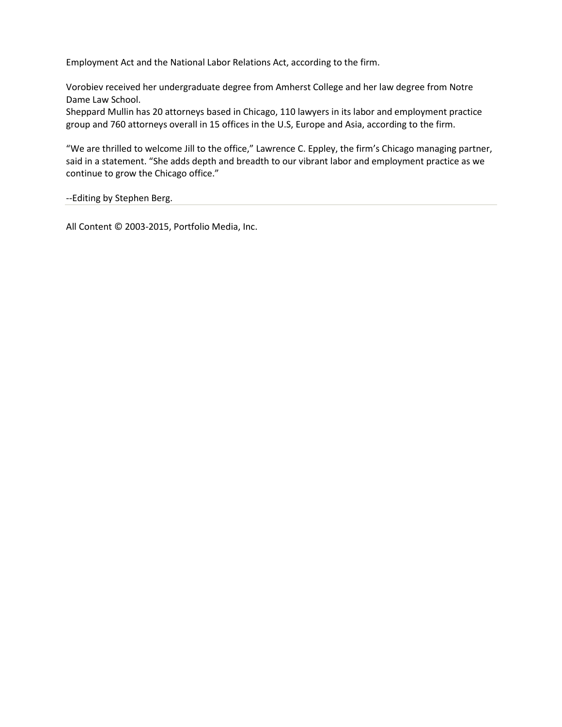Employment Act and the National Labor Relations Act, according to the firm.

Vorobiev received her undergraduate degree from Amherst College and her law degree from Notre Dame Law School.
Sheppard Mullin has 20 attorneys based in Chicago, 110 lawyers in its labor and employment practice group and 760 attorneys overall in 15 offices in the U.S, Europe and Asia, according to the firm.

“We are thrilled to welcome Jill to the office,” Lawrence C. Eppley, the firm’s Chicago managing partner, said in a statement. “She adds depth and breadth to our vibrant labor and employment practice as we continue to grow the Chicago office.”

--Editing by Stephen Berg.

---

All Content © 2003-2015, Portfolio Media, Inc.